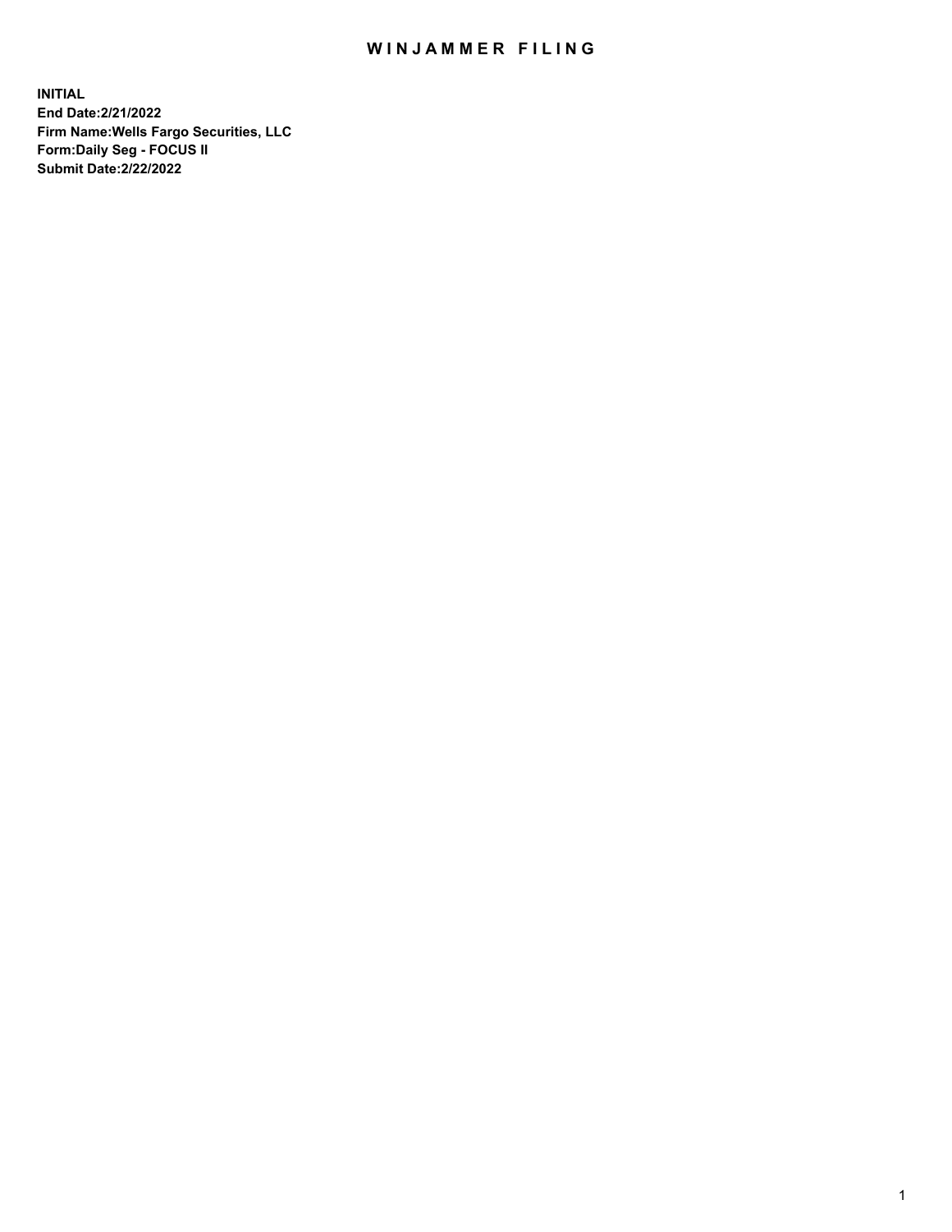# WINJAMMER FILING

**INITIAL**
**End Date:2/21/2022**
**Firm Name:Wells Fargo Securities, LLC**
**Form:Daily Seg - FOCUS II**
**Submit Date:2/22/2022**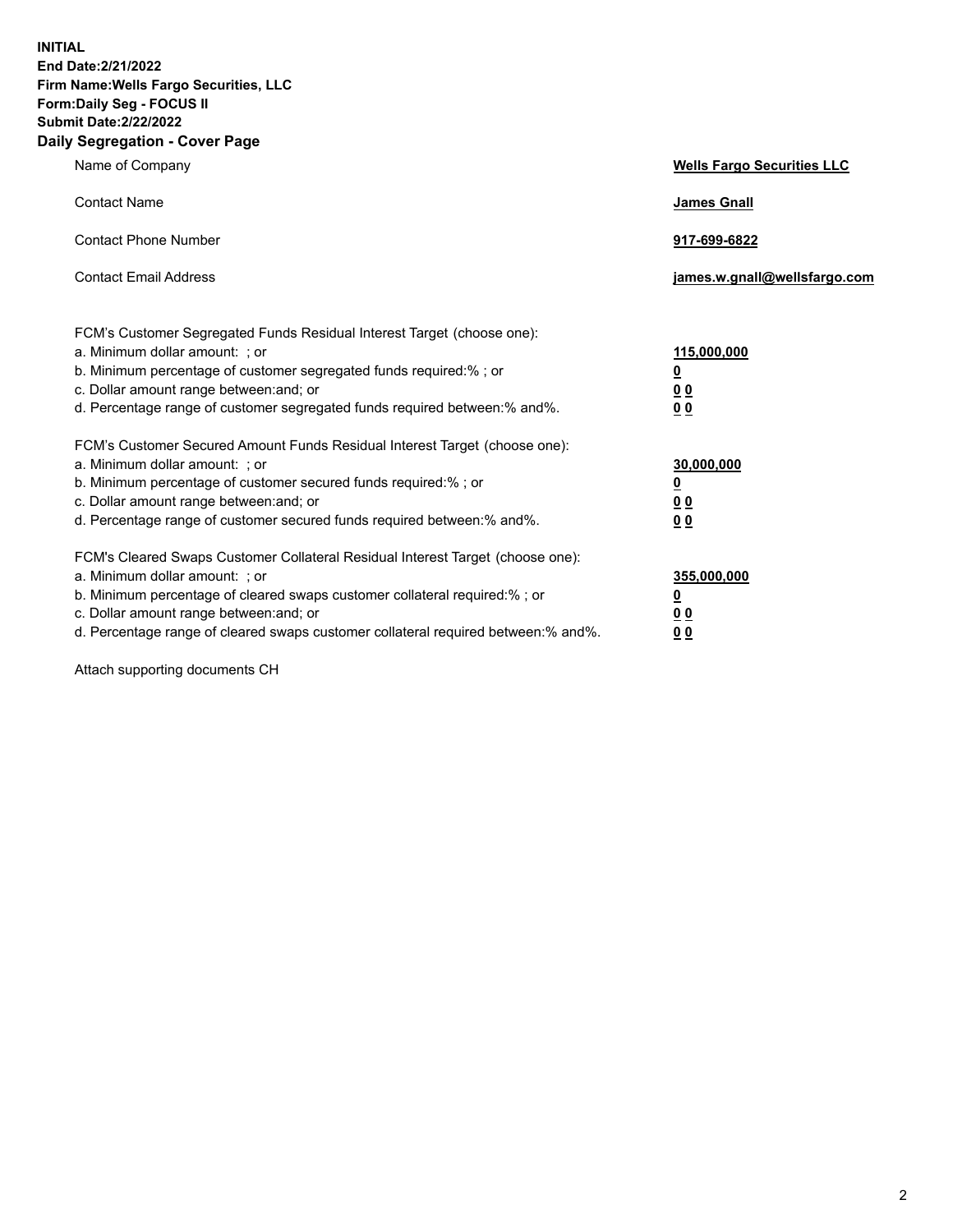**INITIAL**
**End Date:2/21/2022**
**Firm Name:Wells Fargo Securities, LLC**
**Form:Daily Seg - FOCUS II**
**Submit Date:2/22/2022**

## Daily Segregation - Cover Page

| | |
|---|---|
| Name of Company | **Wells Fargo Securities LLC** |
| Contact Name | **James Gnall** |
| Contact Phone Number | **917-699-6822** |
| Contact Email Address | **james.w.gnall@wellsfargo.com** |

| | |
|---|---|
| FCM's Customer Segregated Funds Residual Interest Target (choose one): | |
| a. Minimum dollar amount: ; or | **115,000,000** |
| b. Minimum percentage of customer segregated funds required:% ; or | **0** |
| c. Dollar amount range between:and; or | **0 0** |
| d. Percentage range of customer segregated funds required between:% and%. | **0 0** |
| FCM's Customer Secured Amount Funds Residual Interest Target (choose one): | |
| a. Minimum dollar amount: ; or | **30,000,000** |
| b. Minimum percentage of customer secured funds required:% ; or | **0** |
| c. Dollar amount range between:and; or | **0 0** |
| d. Percentage range of customer secured funds required between:% and%. | **0 0** |
| FCM's Cleared Swaps Customer Collateral Residual Interest Target (choose one): | |
| a. Minimum dollar amount: ; or | **355,000,000** |
| b. Minimum percentage of cleared swaps customer collateral required:% ; or | **0** |
| c. Dollar amount range between:and; or | **0 0** |
| d. Percentage range of cleared swaps customer collateral required between:% and%. | **0 0** |

Attach supporting documents CH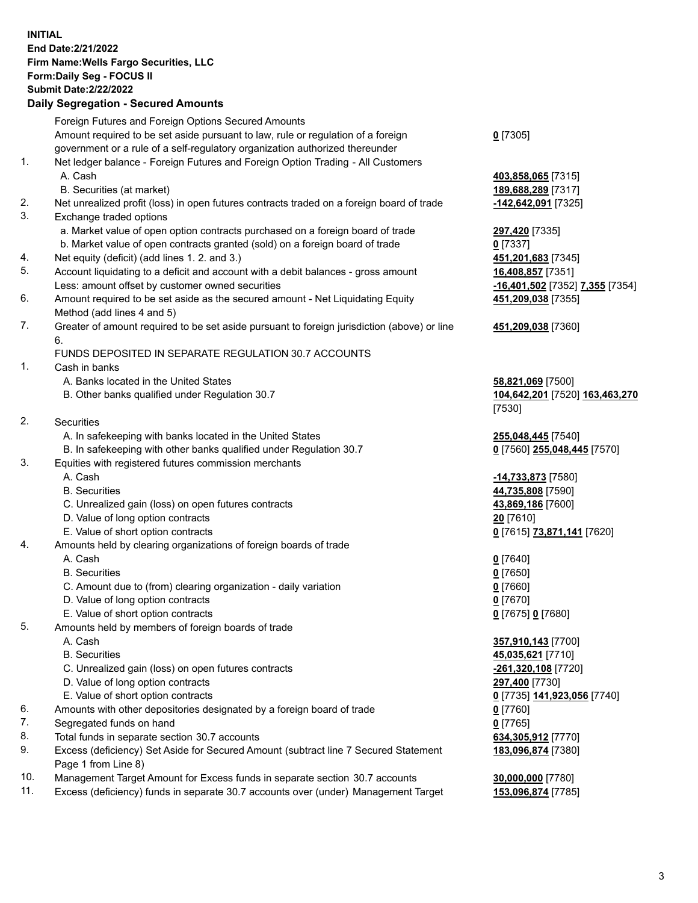**INITIAL**
**End Date:2/21/2022**
**Firm Name:Wells Fargo Securities, LLC**
**Form:Daily Seg - FOCUS II**
**Submit Date:2/22/2022**

### Daily Segregation - Secured Amounts

| | | |
|---|---|---|
| | Foreign Futures and Foreign Options Secured Amounts | |
| | Amount required to be set aside pursuant to law, rule or regulation of a foreign government or a rule of a self-regulatory organization authorized thereunder | **0** [7305] |
| 1. | Net ledger balance - Foreign Futures and Foreign Option Trading - All Customers | |
| | A. Cash | **403,858,065** [7315] |
| | B. Securities (at market) | **189,688,289** [7317] |
| 2. | Net unrealized profit (loss) in open futures contracts traded on a foreign board of trade | **-142,642,091** [7325] |
| 3. | Exchange traded options | |
| | a. Market value of open option contracts purchased on a foreign board of trade | **297,420** [7335] |
| | b. Market value of open contracts granted (sold) on a foreign board of trade | **0** [7337] |
| 4. | Net equity (deficit) (add lines 1. 2. and 3.) | **451,201,683** [7345] |
| 5. | Account liquidating to a deficit and account with a debit balances - gross amount | **16,408,857** [7351] |
| | Less: amount offset by customer owned securities | **-16,401,502** [7352] **7,355** [7354] |
| 6. | Amount required to be set aside as the secured amount - Net Liquidating Equity Method (add lines 4 and 5) | **451,209,038** [7355] |
| 7. | Greater of amount required to be set aside pursuant to foreign jurisdiction (above) or line 6. | **451,209,038** [7360] |
| | FUNDS DEPOSITED IN SEPARATE REGULATION 30.7 ACCOUNTS | |
| 1. | Cash in banks | |
| | A. Banks located in the United States | **58,821,069** [7500] |
| | B. Other banks qualified under Regulation 30.7 | **104,642,201** [7520] **163,463,270** [7530] |
| 2. | Securities | |
| | A. In safekeeping with banks located in the United States | **255,048,445** [7540] |
| | B. In safekeeping with other banks qualified under Regulation 30.7 | **0** [7560] **255,048,445** [7570] |
| 3. | Equities with registered futures commission merchants | |
| | A. Cash | **-14,733,873** [7580] |
| | B. Securities | **44,735,808** [7590] |
| | C. Unrealized gain (loss) on open futures contracts | **43,869,186** [7600] |
| | D. Value of long option contracts | **20** [7610] |
| | E. Value of short option contracts | **0** [7615] **73,871,141** [7620] |
| 4. | Amounts held by clearing organizations of foreign boards of trade | |
| | A. Cash | **0** [7640] |
| | B. Securities | **0** [7650] |
| | C. Amount due to (from) clearing organization - daily variation | **0** [7660] |
| | D. Value of long option contracts | **0** [7670] |
| | E. Value of short option contracts | **0** [7675] **0** [7680] |
| 5. | Amounts held by members of foreign boards of trade | |
| | A. Cash | **357,910,143** [7700] |
| | B. Securities | **45,035,621** [7710] |
| | C. Unrealized gain (loss) on open futures contracts | **-261,320,108** [7720] |
| | D. Value of long option contracts | **297,400** [7730] |
| | E. Value of short option contracts | **0** [7735] **141,923,056** [7740] |
| 6. | Amounts with other depositories designated by a foreign board of trade | **0** [7760] |
| 7. | Segregated funds on hand | **0** [7765] |
| 8. | Total funds in separate section 30.7 accounts | **634,305,912** [7770] |
| 9. | Excess (deficiency) Set Aside for Secured Amount (subtract line 7 Secured Statement Page 1 from Line 8) | **183,096,874** [7380] |
| 10. | Management Target Amount for Excess funds in separate section 30.7 accounts | **30,000,000** [7780] |
| 11. | Excess (deficiency) funds in separate 30.7 accounts over (under) Management Target | **153,096,874** [7785] |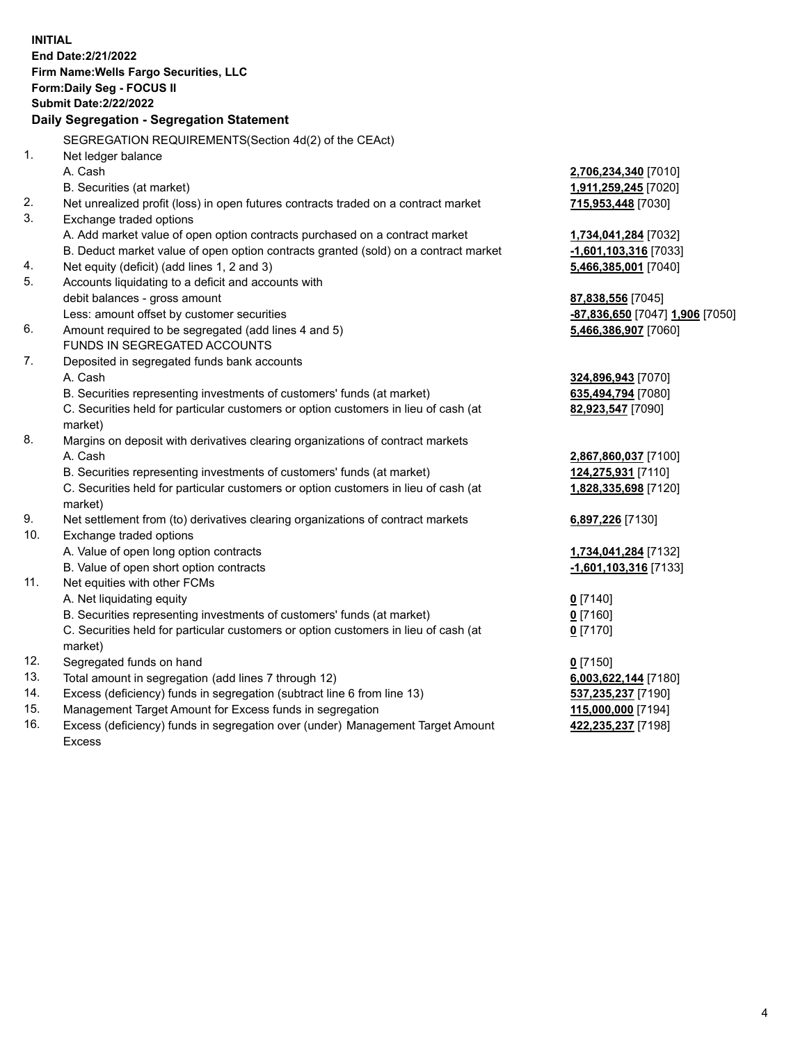**INITIAL**
**End Date:2/21/2022**
**Firm Name:Wells Fargo Securities, LLC**
**Form:Daily Seg - FOCUS II**
**Submit Date:2/22/2022**

## Daily Segregation - Segregation Statement

| | | |
|---|---|---|
| | SEGREGATION REQUIREMENTS(Section 4d(2) of the CEAct) | |
| 1. | Net ledger balance | |
| | A. Cash | **2,706,234,340** [7010] |
| | B. Securities (at market) | **1,911,259,245** [7020] |
| 2. | Net unrealized profit (loss) in open futures contracts traded on a contract market | **715,953,448** [7030] |
| 3. | Exchange traded options | |
| | A. Add market value of open option contracts purchased on a contract market | **1,734,041,284** [7032] |
| | B. Deduct market value of open option contracts granted (sold) on a contract market | **-1,601,103,316** [7033] |
| 4. | Net equity (deficit) (add lines 1, 2 and 3) | **5,466,385,001** [7040] |
| 5. | Accounts liquidating to a deficit and accounts with debit balances - gross amount | **87,838,556** [7045] |
| | Less: amount offset by customer securities | **-87,836,650** [7047] **1,906** [7050] |
| 6. | Amount required to be segregated (add lines 4 and 5) | **5,466,386,907** [7060] |
| | FUNDS IN SEGREGATED ACCOUNTS | |
| 7. | Deposited in segregated funds bank accounts | |
| | A. Cash | **324,896,943** [7070] |
| | B. Securities representing investments of customers' funds (at market) | **635,494,794** [7080] |
| | C. Securities held for particular customers or option customers in lieu of cash (at market) | **82,923,547** [7090] |
| 8. | Margins on deposit with derivatives clearing organizations of contract markets | |
| | A. Cash | **2,867,860,037** [7100] |
| | B. Securities representing investments of customers' funds (at market) | **124,275,931** [7110] |
| | C. Securities held for particular customers or option customers in lieu of cash (at market) | **1,828,335,698** [7120] |
| 9. | Net settlement from (to) derivatives clearing organizations of contract markets | **6,897,226** [7130] |
| 10. | Exchange traded options | |
| | A. Value of open long option contracts | **1,734,041,284** [7132] |
| | B. Value of open short option contracts | **-1,601,103,316** [7133] |
| 11. | Net equities with other FCMs | |
| | A. Net liquidating equity | **0** [7140] |
| | B. Securities representing investments of customers' funds (at market) | **0** [7160] |
| | C. Securities held for particular customers or option customers in lieu of cash (at market) | **0** [7170] |
| 12. | Segregated funds on hand | **0** [7150] |
| 13. | Total amount in segregation (add lines 7 through 12) | **6,003,622,144** [7180] |
| 14. | Excess (deficiency) funds in segregation (subtract line 6 from line 13) | **537,235,237** [7190] |
| 15. | Management Target Amount for Excess funds in segregation | **115,000,000** [7194] |
| 16. | Excess (deficiency) funds in segregation over (under) Management Target Amount Excess | **422,235,237** [7198] |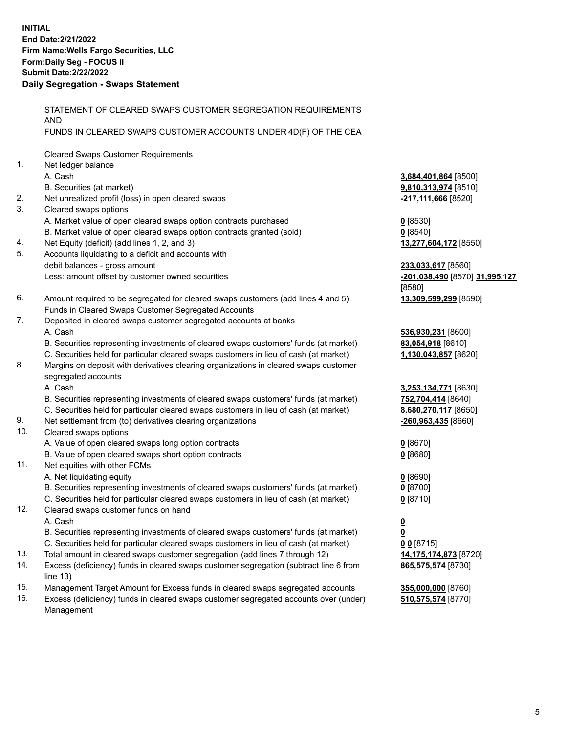**INITIAL**
**End Date:2/21/2022**
**Firm Name:Wells Fargo Securities, LLC**
**Form:Daily Seg - FOCUS II**
**Submit Date:2/22/2022**
**Daily Segregation - Swaps Statement**

STATEMENT OF CLEARED SWAPS CUSTOMER SEGREGATION REQUIREMENTS AND
FUNDS IN CLEARED SWAPS CUSTOMER ACCOUNTS UNDER 4D(F) OF THE CEA

| | | |
|---|---|---|
| | Cleared Swaps Customer Requirements | |
| 1. | Net ledger balance | |
| | A. Cash | **3,684,401,864** [8500] |
| | B. Securities (at market) | **9,810,313,974** [8510] |
| 2. | Net unrealized profit (loss) in open cleared swaps | **-217,111,666** [8520] |
| 3. | Cleared swaps options | |
| | A. Market value of open cleared swaps option contracts purchased | **0** [8530] |
| | B. Market value of open cleared swaps option contracts granted (sold) | **0** [8540] |
| 4. | Net Equity (deficit) (add lines 1, 2, and 3) | **13,277,604,172** [8550] |
| 5. | Accounts liquidating to a deficit and accounts with debit balances - gross amount | **233,033,617** [8560] |
| | Less: amount offset by customer owned securities | **-201,038,490** [8570] **31,995,127** [8580] |
| 6. | Amount required to be segregated for cleared swaps customers (add lines 4 and 5) | **13,309,599,299** [8590] |
| | Funds in Cleared Swaps Customer Segregated Accounts | |
| 7. | Deposited in cleared swaps customer segregated accounts at banks | |
| | A. Cash | **536,930,231** [8600] |
| | B. Securities representing investments of cleared swaps customers' funds (at market) | **83,054,918** [8610] |
| | C. Securities held for particular cleared swaps customers in lieu of cash (at market) | **1,130,043,857** [8620] |
| 8. | Margins on deposit with derivatives clearing organizations in cleared swaps customer segregated accounts | |
| | A. Cash | **3,253,134,771** [8630] |
| | B. Securities representing investments of cleared swaps customers' funds (at market) | **752,704,414** [8640] |
| | C. Securities held for particular cleared swaps customers in lieu of cash (at market) | **8,680,270,117** [8650] |
| 9. | Net settlement from (to) derivatives clearing organizations | **-260,963,435** [8660] |
| 10. | Cleared swaps options | |
| | A. Value of open cleared swaps long option contracts | **0** [8670] |
| | B. Value of open cleared swaps short option contracts | **0** [8680] |
| 11. | Net equities with other FCMs | |
| | A. Net liquidating equity | **0** [8690] |
| | B. Securities representing investments of cleared swaps customers' funds (at market) | **0** [8700] |
| | C. Securities held for particular cleared swaps customers in lieu of cash (at market) | **0** [8710] |
| 12. | Cleared swaps customer funds on hand | |
| | A. Cash | **0** |
| | B. Securities representing investments of cleared swaps customers' funds (at market) | **0** |
| | C. Securities held for particular cleared swaps customers in lieu of cash (at market) | **0** **0** [8715] |
| 13. | Total amount in cleared swaps customer segregation (add lines 7 through 12) | **14,175,174,873** [8720] |
| 14. | Excess (deficiency) funds in cleared swaps customer segregation (subtract line 6 from line 13) | **865,575,574** [8730] |
| 15. | Management Target Amount for Excess funds in cleared swaps segregated accounts | **355,000,000** [8760] |
| 16. | Excess (deficiency) funds in cleared swaps customer segregated accounts over (under) Management | **510,575,574** [8770] |